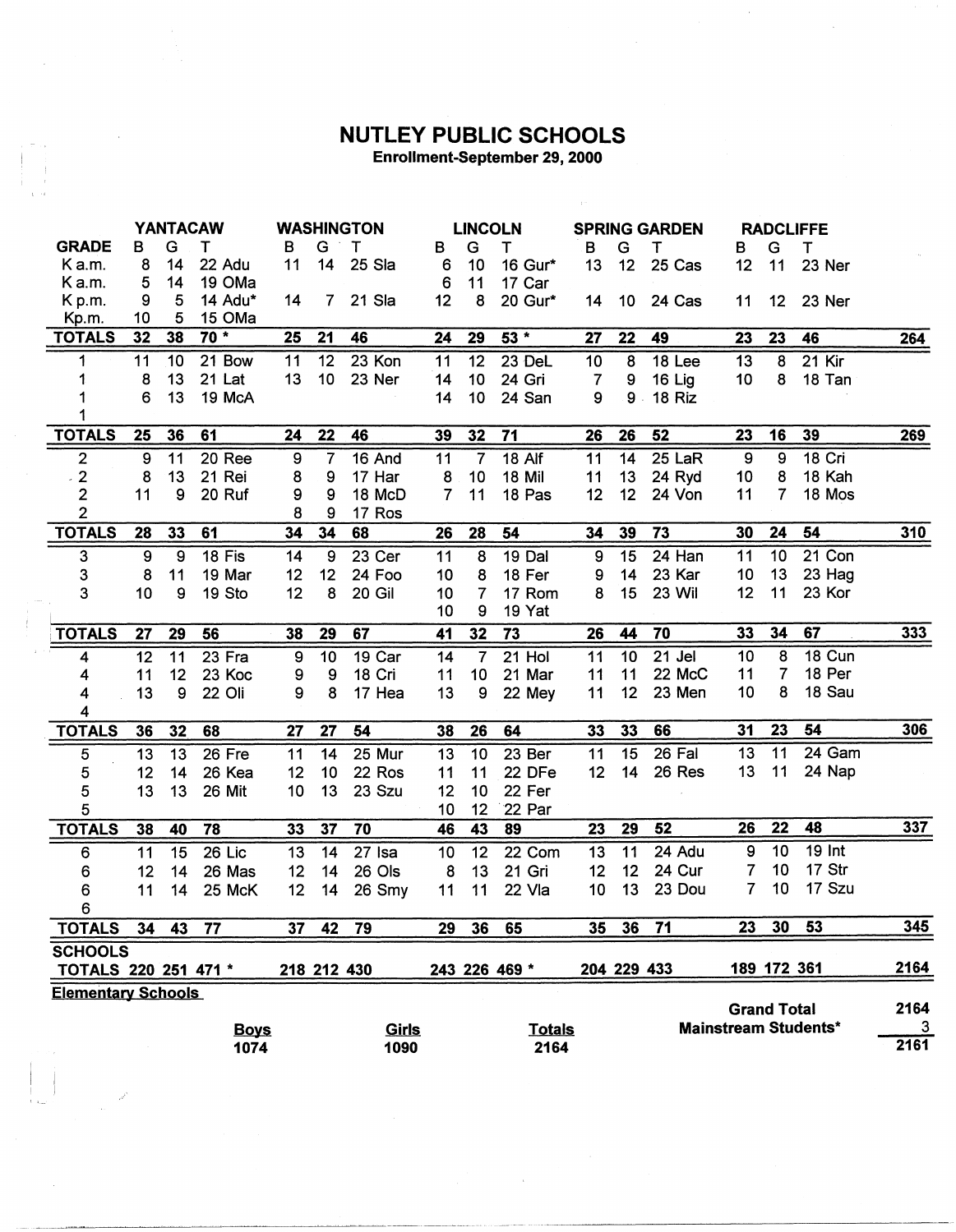# NUTLEY PUBLIC SCHOOLS

**Enrollment-September 29, 2000**

| GRADE | YANTACAW B | G | T | | WASHINGTON B | G | T | | LINCOLN B | G | T | | SPRING GARDEN B | G | T | | RADCLIFFE B | G | T | | |
|---|---|---|---|---|---|---|---|---|---|---|---|---|---|---|---|---|---|---|---|---|---|
| K a.m. | 8 | 14 | 22 | Adu | 11 | 14 | 25 | Sla | 6 | 10 | 16 | Gur* | 13 | 12 | 25 | Cas | 12 | 11 | 23 | Ner | |
| K a.m. | 5 | 14 | 19 | OMa | | | | | 6 | 11 | 17 | Car | | | | | | | | | |
| K p.m. | 9 | 5 | 14 | Adu* | 14 | 7 | 21 | Sla | 12 | 8 | 20 | Gur* | 14 | 10 | 24 | Cas | 11 | 12 | 23 | Ner | |
| Kp.m. | 10 | 5 | 15 | OMa | | | | | | | | | | | | | | | | | |
| **TOTALS** | **32** | **38** | **70 *** | | **25** | **21** | **46** | | **24** | **29** | **53 *** | | **27** | **22** | **49** | | **23** | **23** | **46** | | **264** |
| 1 | 11 | 10 | 21 | Bow | 11 | 12 | 23 | Kon | 11 | 12 | 23 | DeL | 10 | 8 | 18 | Lee | 13 | 8 | 21 | Kir | |
| 1 | 8 | 13 | 21 | Lat | 13 | 10 | 23 | Ner | 14 | 10 | 24 | Gri | 7 | 9 | 16 | Lig | 10 | 8 | 18 | Tan | |
| 1 | 6 | 13 | 19 | McA | | | | | 14 | 10 | 24 | San | 9 | 9 | 18 | Riz | | | | | |
| 1 | | | | | | | | | | | | | | | | | | | | | |
| **TOTALS** | **25** | **36** | **61** | | **24** | **22** | **46** | | **39** | **32** | **71** | | **26** | **26** | **52** | | **23** | **16** | **39** | | **269** |
| 2 | 9 | 11 | 20 | Ree | 9 | 7 | 16 | And | 11 | 7 | 18 | Alf | 11 | 14 | 25 | LaR | 9 | 9 | 18 | Cri | |
| 2 | 8 | 13 | 21 | Rei | 8 | 9 | 17 | Har | 8 | 10 | 18 | Mil | 11 | 13 | 24 | Ryd | 10 | 8 | 18 | Kah | |
| 2 | 11 | 9 | 20 | Ruf | 9 | 9 | 18 | McD | 7 | 11 | 18 | Pas | 12 | 12 | 24 | Von | 11 | 7 | 18 | Mos | |
| 2 | | | | | 8 | 9 | 17 | Ros | | | | | | | | | | | | | |
| **TOTALS** | **28** | **33** | **61** | | **34** | **34** | **68** | | **26** | **28** | **54** | | **34** | **39** | **73** | | **30** | **24** | **54** | | **310** |
| 3 | 9 | 9 | 18 | Fis | 14 | 9 | 23 | Cer | 11 | 8 | 19 | Dal | 9 | 15 | 24 | Han | 11 | 10 | 21 | Con | |
| 3 | 8 | 11 | 19 | Mar | 12 | 12 | 24 | Foo | 10 | 8 | 18 | Fer | 9 | 14 | 23 | Kar | 10 | 13 | 23 | Hag | |
| 3 | 10 | 9 | 19 | Sto | 12 | 8 | 20 | Gil | 10 | 7 | 17 | Rom | 8 | 15 | 23 | Wil | 12 | 11 | 23 | Kor | |
| | | | | | | | | | 10 | 9 | 19 | Yat | | | | | | | | | |
| **TOTALS** | **27** | **29** | **56** | | **38** | **29** | **67** | | **41** | **32** | **73** | | **26** | **44** | **70** | | **33** | **34** | **67** | | **333** |
| 4 | 12 | 11 | 23 | Fra | 9 | 10 | 19 | Car | 14 | 7 | 21 | Hol | 11 | 10 | 21 | Jel | 10 | 8 | 18 | Cun | |
| 4 | 11 | 12 | 23 | Koc | 9 | 9 | 18 | Cri | 11 | 10 | 21 | Mar | 11 | 11 | 22 | McC | 11 | 7 | 18 | Per | |
| 4 | 13 | 9 | 22 | Oli | 9 | 8 | 17 | Hea | 13 | 9 | 22 | Mey | 11 | 12 | 23 | Men | 10 | 8 | 18 | Sau | |
| 4 | | | | | | | | | | | | | | | | | | | | | |
| **TOTALS** | **36** | **32** | **68** | | **27** | **27** | **54** | | **38** | **26** | **64** | | **33** | **33** | **66** | | **31** | **23** | **54** | | **306** |
| 5 | 13 | 13 | 26 | Fre | 11 | 14 | 25 | Mur | 13 | 10 | 23 | Ber | 11 | 15 | 26 | Fal | 13 | 11 | 24 | Gam | |
| 5 | 12 | 14 | 26 | Kea | 12 | 10 | 22 | Ros | 11 | 11 | 22 | DFe | 12 | 14 | 26 | Res | 13 | 11 | 24 | Nap | |
| 5 | 13 | 13 | 26 | Mit | 10 | 13 | 23 | Szu | 12 | 10 | 22 | Fer | | | | | | | | | |
| 5 | | | | | | | | | 10 | 12 | 22 | Par | | | | | | | | | |
| **TOTALS** | **38** | **40** | **78** | | **33** | **37** | **70** | | **46** | **43** | **89** | | **23** | **29** | **52** | | **26** | **22** | **48** | | **337** |
| 6 | 11 | 15 | 26 | Lic | 13 | 14 | 27 | Isa | 10 | 12 | 22 | Com | 13 | 11 | 24 | Adu | 9 | 10 | 19 | Int | |
| 6 | 12 | 14 | 26 | Mas | 12 | 14 | 26 | Ols | 8 | 13 | 21 | Gri | 12 | 12 | 24 | Cur | 7 | 10 | 17 | Str | |
| 6 | 11 | 14 | 25 | McK | 12 | 14 | 26 | Smy | 11 | 11 | 22 | Vla | 10 | 13 | 23 | Dou | 7 | 10 | 17 | Szu | |
| 6 | | | | | | | | | | | | | | | | | | | | | |
| **TOTALS** | **34** | **43** | **77** | | **37** | **42** | **79** | | **29** | **36** | **65** | | **35** | **36** | **71** | | **23** | **30** | **53** | | **345** |
| **SCHOOLS TOTALS** | **220** | **251** | **471 *** | | **218** | **212** | **430** | | **243** | **226** | **469 *** | | **204** | **229** | **433** | | **189** | **172** | **361** | | **2164** |

**Elementary Schools**

| Boys | Girls | Totals |
|---|---|---|
| 1074 | 1090 | 2164 |

| | |
|---|---|
| **Grand Total** | **2164** |
| **Mainstream Students*** | **3** |
| | **2161** |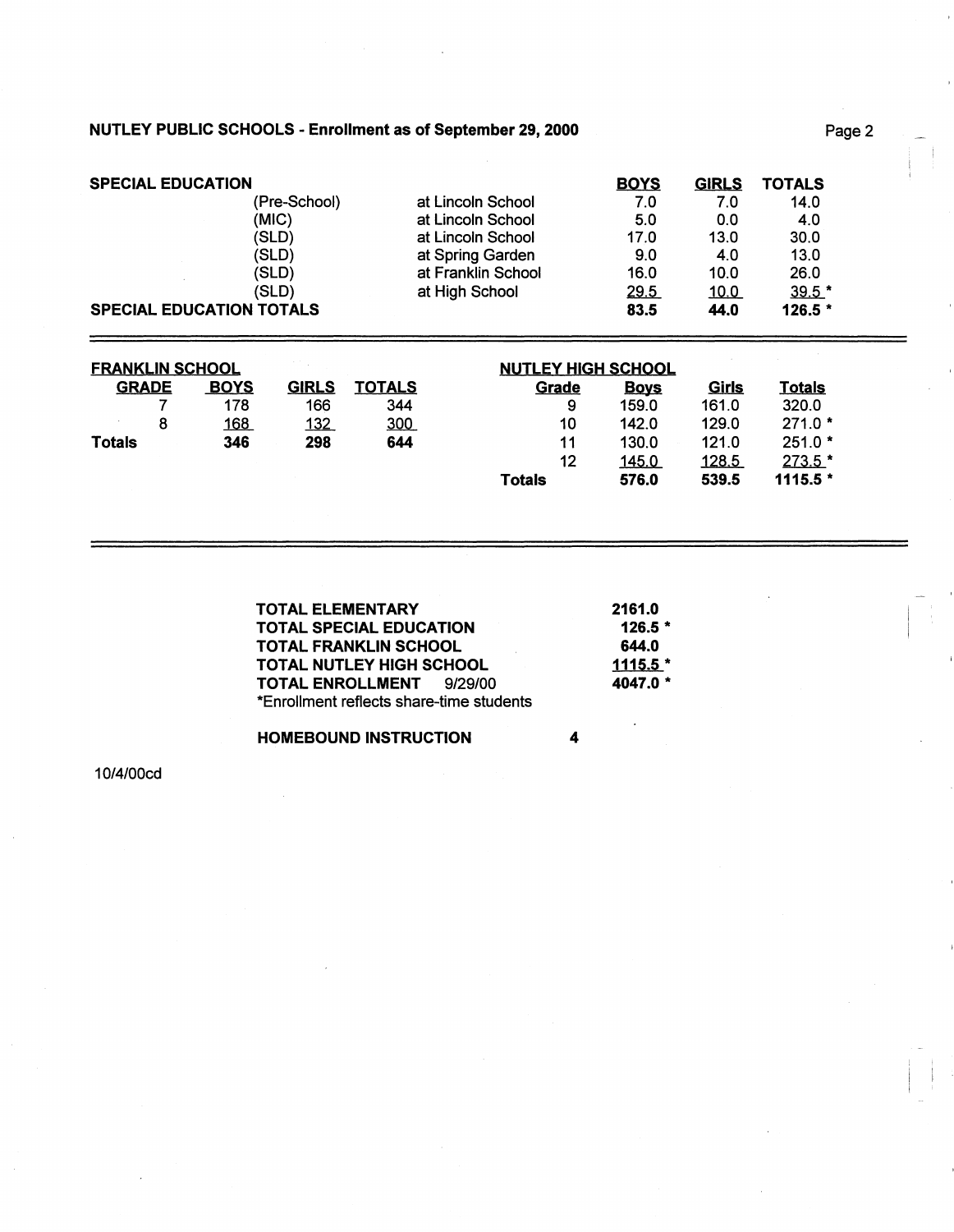## NUTLEY PUBLIC SCHOOLS - Enrollment as of September 29, 2000

| SPECIAL EDUCATION | | | BOYS | GIRLS | TOTALS |
|---|---|---|---|---|---|
| | (Pre-School) | at Lincoln School | 7.0 | 7.0 | 14.0 |
| | (MIC) | at Lincoln School | 5.0 | 0.0 | 4.0 |
| | (SLD) | at Lincoln School | 17.0 | 13.0 | 30.0 |
| | (SLD) | at Spring Garden | 9.0 | 4.0 | 13.0 |
| | (SLD) | at Franklin School | 16.0 | 10.0 | 26.0 |
| | (SLD) | at High School | 29.5 | 10.0 | 39.5 * |
| **SPECIAL EDUCATION TOTALS** | | | **83.5** | **44.0** | **126.5 *** |

**FRANKLIN SCHOOL**

| GRADE | BOYS | GIRLS | TOTALS |
|---|---|---|---|
| 7 | 178 | 166 | 344 |
| 8 | 168 | 132 | 300 |
| **Totals** | **346** | **298** | **644** |

**NUTLEY HIGH SCHOOL**

| Grade | Boys | Girls | Totals |
|---|---|---|---|
| 9 | 159.0 | 161.0 | 320.0 |
| 10 | 142.0 | 129.0 | 271.0 * |
| 11 | 130.0 | 121.0 | 251.0 * |
| 12 | 145.0 | 128.5 | 273.5 * |
| **Totals** | **576.0** | **539.5** | **1115.5 *** |

| | |
|---|---|
| **TOTAL ELEMENTARY** | **2161.0** |
| **TOTAL SPECIAL EDUCATION** | **126.5 *** |
| **TOTAL FRANKLIN SCHOOL** | **644.0** |
| **TOTAL NUTLEY HIGH SCHOOL** | **1115.5 *** |
| **TOTAL ENROLLMENT** 9/29/00 | **4047.0 *** |

*Enrollment reflects share-time students

**HOMEBOUND INSTRUCTION** 4

10/4/00cd